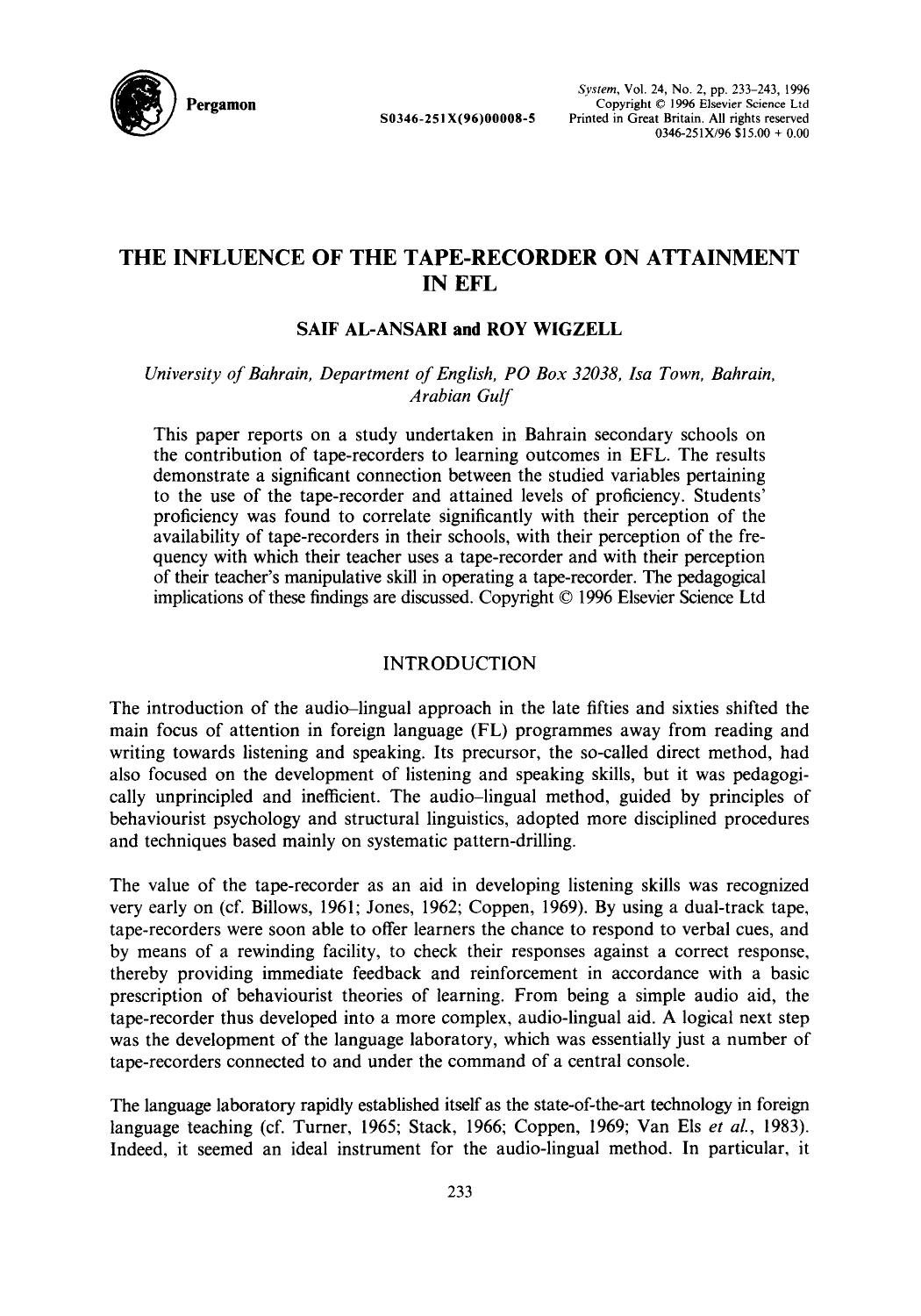# THE INFLUENCE OF THE TAPE-RECORDER ON ATTAINMENT IN EFL

**SAIF AL-ANSARI and ROY WIGZELL**

*University of Bahrain, Department of English, PO Box 32038, Isa Town, Bahrain, Arabian Gulf*

This paper reports on a study undertaken in Bahrain secondary schools on the contribution of tape-recorders to learning outcomes in EFL. The results demonstrate a significant connection between the studied variables pertaining to the use of the tape-recorder and attained levels of proficiency. Students' proficiency was found to correlate significantly with their perception of the availability of tape-recorders in their schools, with their perception of the frequency with which their teacher uses a tape-recorder and with their perception of their teacher's manipulative skill in operating a tape-recorder. The pedagogical implications of these findings are discussed. Copyright © 1996 Elsevier Science Ltd

## INTRODUCTION

The introduction of the audio–lingual approach in the late fifties and sixties shifted the main focus of attention in foreign language (FL) programmes away from reading and writing towards listening and speaking. Its precursor, the so-called direct method, had also focused on the development of listening and speaking skills, but it was pedagogically unprincipled and inefficient. The audio–lingual method, guided by principles of behaviourist psychology and structural linguistics, adopted more disciplined procedures and techniques based mainly on systematic pattern-drilling.

The value of the tape-recorder as an aid in developing listening skills was recognized very early on (cf. Billows, 1961; Jones, 1962; Coppen, 1969). By using a dual-track tape, tape-recorders were soon able to offer learners the chance to respond to verbal cues, and by means of a rewinding facility, to check their responses against a correct response, thereby providing immediate feedback and reinforcement in accordance with a basic prescription of behaviourist theories of learning. From being a simple audio aid, the tape-recorder thus developed into a more complex, audio-lingual aid. A logical next step was the development of the language laboratory, which was essentially just a number of tape-recorders connected to and under the command of a central console.

The language laboratory rapidly established itself as the state-of-the-art technology in foreign language teaching (cf. Turner, 1965; Stack, 1966; Coppen, 1969; Van Els *et al.*, 1983). Indeed, it seemed an ideal instrument for the audio-lingual method. In particular, it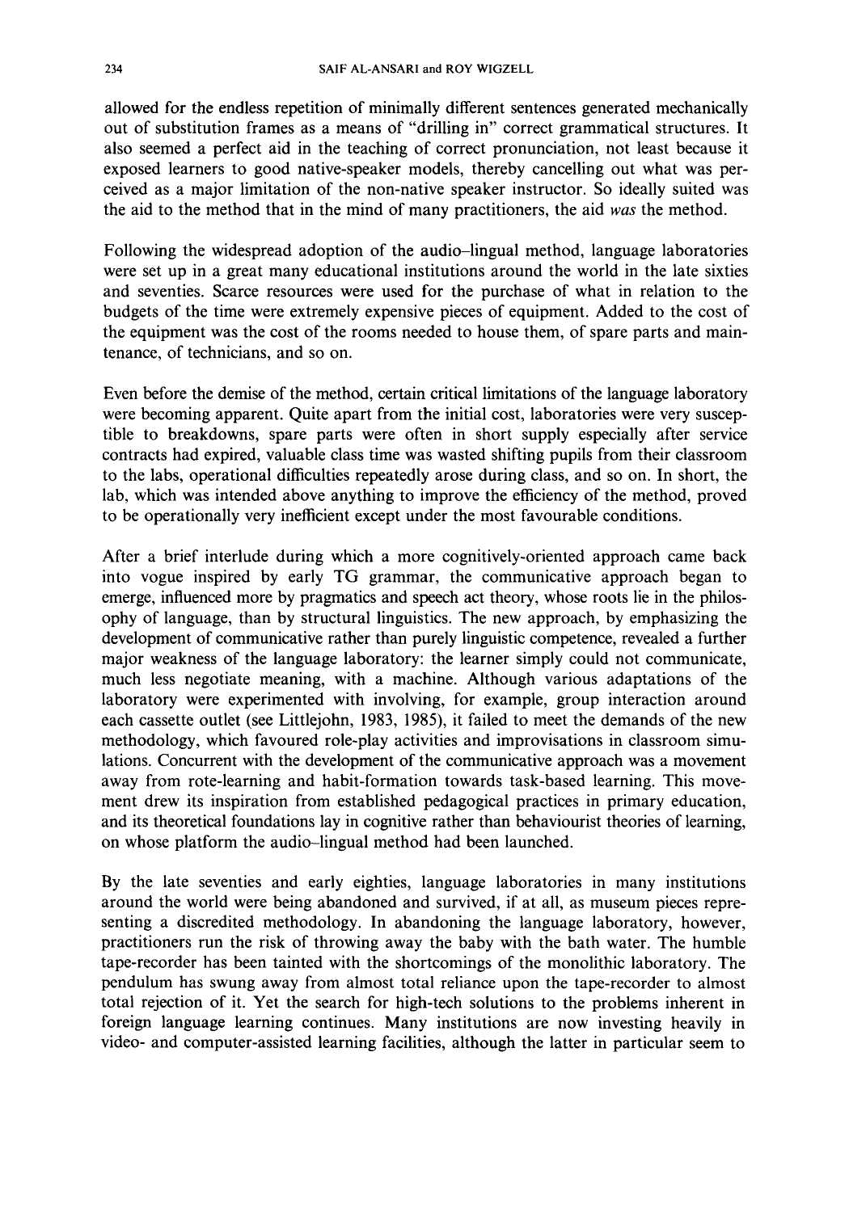allowed for the endless repetition of minimally different sentences generated mechanically out of substitution frames as a means of "drilling in" correct grammatical structures. It also seemed a perfect aid in the teaching of correct pronunciation, not least because it exposed learners to good native-speaker models, thereby cancelling out what was perceived as a major limitation of the non-native speaker instructor. So ideally suited was the aid to the method that in the mind of many practitioners, the aid *was* the method.

Following the widespread adoption of the audio–lingual method, language laboratories were set up in a great many educational institutions around the world in the late sixties and seventies. Scarce resources were used for the purchase of what in relation to the budgets of the time were extremely expensive pieces of equipment. Added to the cost of the equipment was the cost of the rooms needed to house them, of spare parts and maintenance, of technicians, and so on.

Even before the demise of the method, certain critical limitations of the language laboratory were becoming apparent. Quite apart from the initial cost, laboratories were very susceptible to breakdowns, spare parts were often in short supply especially after service contracts had expired, valuable class time was wasted shifting pupils from their classroom to the labs, operational difficulties repeatedly arose during class, and so on. In short, the lab, which was intended above anything to improve the efficiency of the method, proved to be operationally very inefficient except under the most favourable conditions.

After a brief interlude during which a more cognitively-oriented approach came back into vogue inspired by early TG grammar, the communicative approach began to emerge, influenced more by pragmatics and speech act theory, whose roots lie in the philosophy of language, than by structural linguistics. The new approach, by emphasizing the development of communicative rather than purely linguistic competence, revealed a further major weakness of the language laboratory: the learner simply could not communicate, much less negotiate meaning, with a machine. Although various adaptations of the laboratory were experimented with involving, for example, group interaction around each cassette outlet (see Littlejohn, 1983, 1985), it failed to meet the demands of the new methodology, which favoured role-play activities and improvisations in classroom simulations. Concurrent with the development of the communicative approach was a movement away from rote-learning and habit-formation towards task-based learning. This movement drew its inspiration from established pedagogical practices in primary education, and its theoretical foundations lay in cognitive rather than behaviourist theories of learning, on whose platform the audio–lingual method had been launched.

By the late seventies and early eighties, language laboratories in many institutions around the world were being abandoned and survived, if at all, as museum pieces representing a discredited methodology. In abandoning the language laboratory, however, practitioners run the risk of throwing away the baby with the bath water. The humble tape-recorder has been tainted with the shortcomings of the monolithic laboratory. The pendulum has swung away from almost total reliance upon the tape-recorder to almost total rejection of it. Yet the search for high-tech solutions to the problems inherent in foreign language learning continues. Many institutions are now investing heavily in video- and computer-assisted learning facilities, although the latter in particular seem to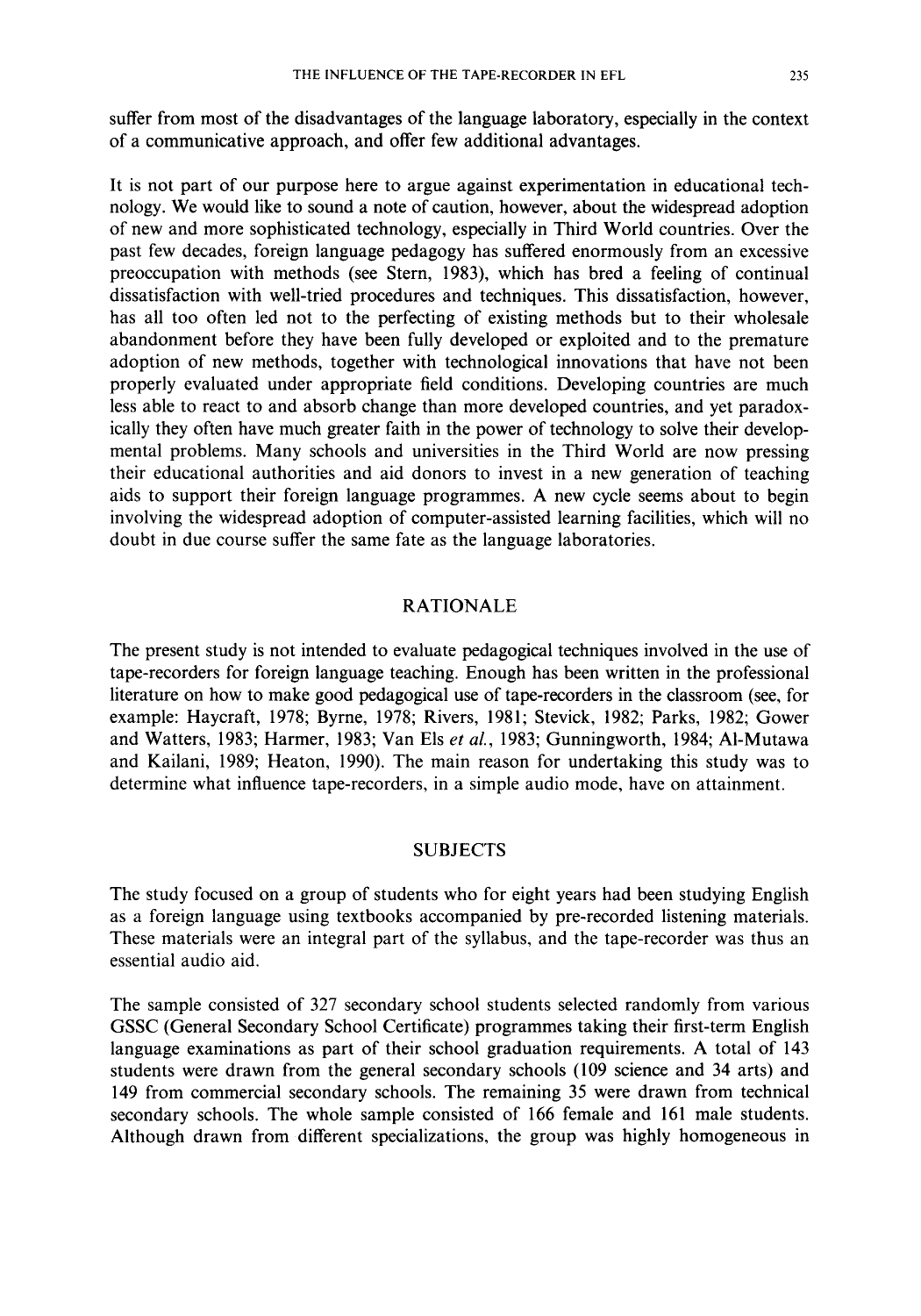suffer from most of the disadvantages of the language laboratory, especially in the context of a communicative approach, and offer few additional advantages.

It is not part of our purpose here to argue against experimentation in educational technology. We would like to sound a note of caution, however, about the widespread adoption of new and more sophisticated technology, especially in Third World countries. Over the past few decades, foreign language pedagogy has suffered enormously from an excessive preoccupation with methods (see Stern, 1983), which has bred a feeling of continual dissatisfaction with well-tried procedures and techniques. This dissatisfaction, however, has all too often led not to the perfecting of existing methods but to their wholesale abandonment before they have been fully developed or exploited and to the premature adoption of new methods, together with technological innovations that have not been properly evaluated under appropriate field conditions. Developing countries are much less able to react to and absorb change than more developed countries, and yet paradoxically they often have much greater faith in the power of technology to solve their developmental problems. Many schools and universities in the Third World are now pressing their educational authorities and aid donors to invest in a new generation of teaching aids to support their foreign language programmes. A new cycle seems about to begin involving the widespread adoption of computer-assisted learning facilities, which will no doubt in due course suffer the same fate as the language laboratories.

## RATIONALE

The present study is not intended to evaluate pedagogical techniques involved in the use of tape-recorders for foreign language teaching. Enough has been written in the professional literature on how to make good pedagogical use of tape-recorders in the classroom (see, for example: Haycraft, 1978; Byrne, 1978; Rivers, 1981; Stevick, 1982; Parks, 1982; Gower and Watters, 1983; Harmer, 1983; Van Els *et al.*, 1983; Gunningworth, 1984; Al-Mutawa and Kailani, 1989; Heaton, 1990). The main reason for undertaking this study was to determine what influence tape-recorders, in a simple audio mode, have on attainment.

## SUBJECTS

The study focused on a group of students who for eight years had been studying English as a foreign language using textbooks accompanied by pre-recorded listening materials. These materials were an integral part of the syllabus, and the tape-recorder was thus an essential audio aid.

The sample consisted of 327 secondary school students selected randomly from various GSSC (General Secondary School Certificate) programmes taking their first-term English language examinations as part of their school graduation requirements. A total of 143 students were drawn from the general secondary schools (109 science and 34 arts) and 149 from commercial secondary schools. The remaining 35 were drawn from technical secondary schools. The whole sample consisted of 166 female and 161 male students. Although drawn from different specializations, the group was highly homogeneous in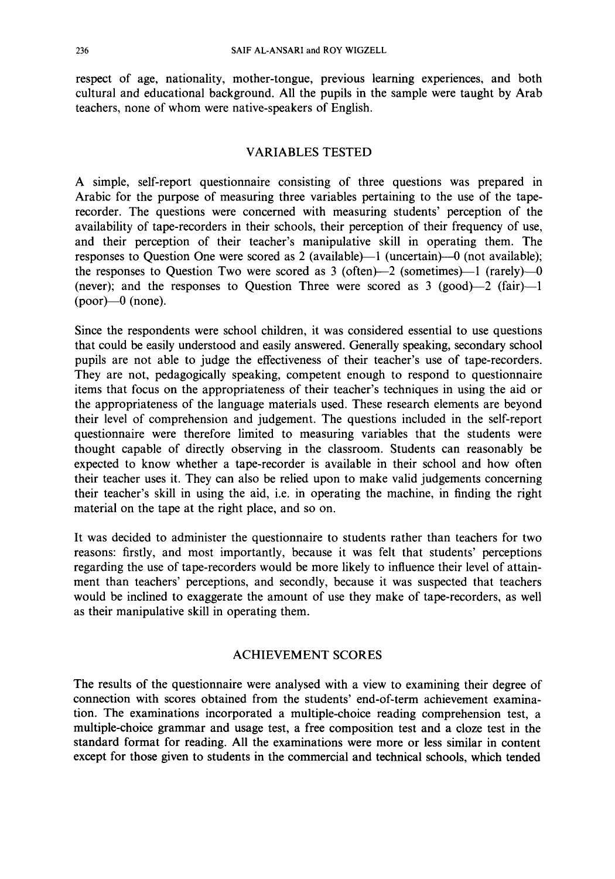respect of age, nationality, mother-tongue, previous learning experiences, and both cultural and educational background. All the pupils in the sample were taught by Arab teachers, none of whom were native-speakers of English.

## VARIABLES TESTED

A simple, self-report questionnaire consisting of three questions was prepared in Arabic for the purpose of measuring three variables pertaining to the use of the tape-recorder. The questions were concerned with measuring students' perception of the availability of tape-recorders in their schools, their perception of their frequency of use, and their perception of their teacher's manipulative skill in operating them. The responses to Question One were scored as 2 (available)—1 (uncertain)—0 (not available); the responses to Question Two were scored as 3 (often)—2 (sometimes)—1 (rarely)—0 (never); and the responses to Question Three were scored as 3 (good)—2 (fair)—1 (poor)—0 (none).

Since the respondents were school children, it was considered essential to use questions that could be easily understood and easily answered. Generally speaking, secondary school pupils are not able to judge the effectiveness of their teacher's use of tape-recorders. They are not, pedagogically speaking, competent enough to respond to questionnaire items that focus on the appropriateness of their teacher's techniques in using the aid or the appropriateness of the language materials used. These research elements are beyond their level of comprehension and judgement. The questions included in the self-report questionnaire were therefore limited to measuring variables that the students were thought capable of directly observing in the classroom. Students can reasonably be expected to know whether a tape-recorder is available in their school and how often their teacher uses it. They can also be relied upon to make valid judgements concerning their teacher's skill in using the aid, i.e. in operating the machine, in finding the right material on the tape at the right place, and so on.

It was decided to administer the questionnaire to students rather than teachers for two reasons: firstly, and most importantly, because it was felt that students' perceptions regarding the use of tape-recorders would be more likely to influence their level of attainment than teachers' perceptions, and secondly, because it was suspected that teachers would be inclined to exaggerate the amount of use they make of tape-recorders, as well as their manipulative skill in operating them.

## ACHIEVEMENT SCORES

The results of the questionnaire were analysed with a view to examining their degree of connection with scores obtained from the students' end-of-term achievement examination. The examinations incorporated a multiple-choice reading comprehension test, a multiple-choice grammar and usage test, a free composition test and a cloze test in the standard format for reading. All the examinations were more or less similar in content except for those given to students in the commercial and technical schools, which tended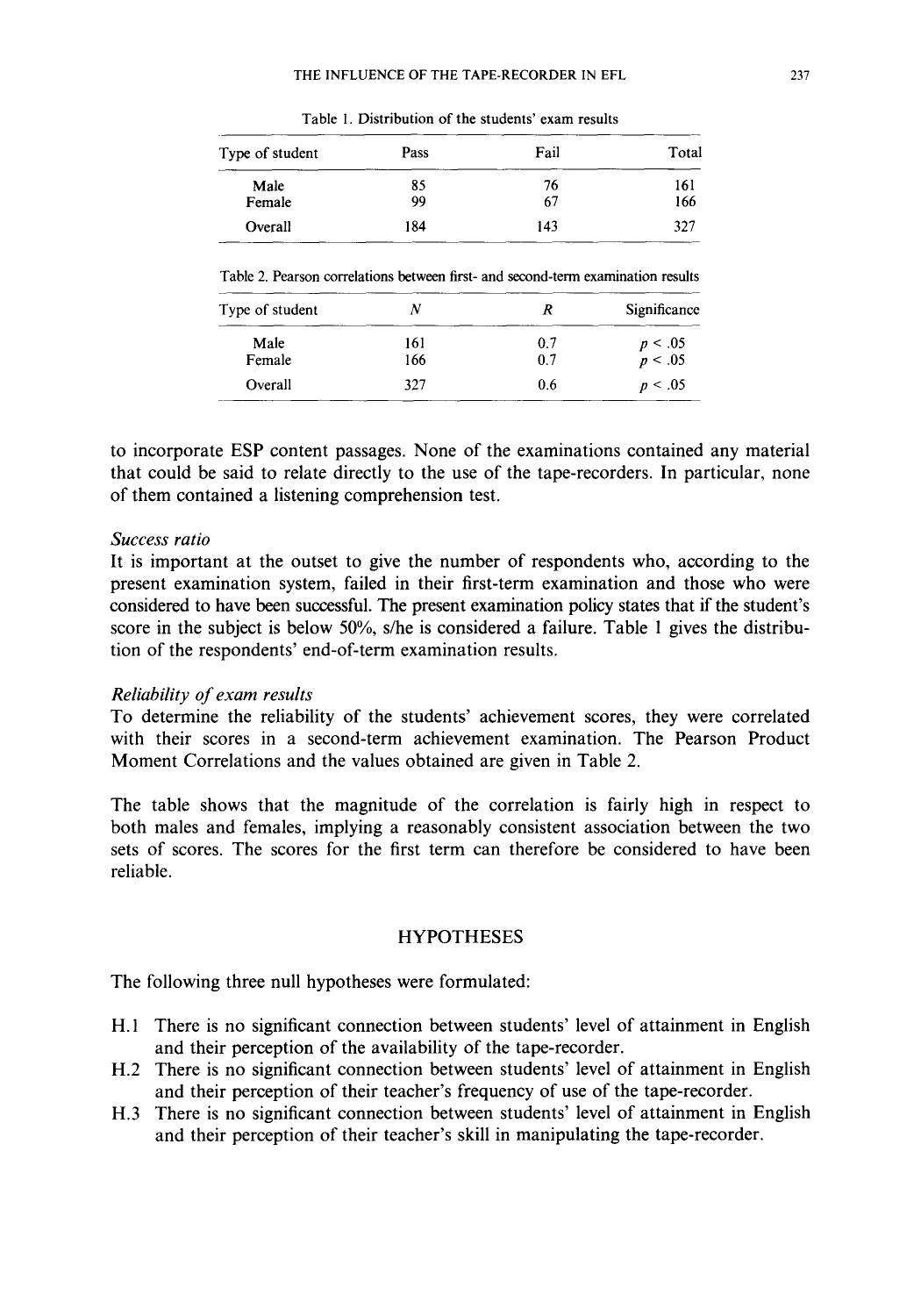Table 1. Distribution of the students' exam results

| Type of student | Pass | Fail | Total |
|---|---|---|---|
| Male | 85 | 76 | 161 |
| Female | 99 | 67 | 166 |
| Overall | 184 | 143 | 327 |

Table 2. Pearson correlations between first- and second-term examination results

| Type of student | $N$ | $R$ | Significance |
|---|---|---|---|
| Male | 161 | 0.7 | $p < .05$ |
| Female | 166 | 0.7 | $p < .05$ |
| Overall | 327 | 0.6 | $p < .05$ |

to incorporate ESP content passages. None of the examinations contained any material that could be said to relate directly to the use of the tape-recorders. In particular, none of them contained a listening comprehension test.

*Success ratio*

It is important at the outset to give the number of respondents who, according to the present examination system, failed in their first-term examination and those who were considered to have been successful. The present examination policy states that if the student's score in the subject is below 50%, s/he is considered a failure. Table 1 gives the distribution of the respondents' end-of-term examination results.

*Reliability of exam results*

To determine the reliability of the students' achievement scores, they were correlated with their scores in a second-term achievement examination. The Pearson Product Moment Correlations and the values obtained are given in Table 2.

The table shows that the magnitude of the correlation is fairly high in respect to both males and females, implying a reasonably consistent association between the two sets of scores. The scores for the first term can therefore be considered to have been reliable.

## HYPOTHESES

The following three null hypotheses were formulated:

H.1 There is no significant connection between students' level of attainment in English and their perception of the availability of the tape-recorder.

H.2 There is no significant connection between students' level of attainment in English and their perception of their teacher's frequency of use of the tape-recorder.

H.3 There is no significant connection between students' level of attainment in English and their perception of their teacher's skill in manipulating the tape-recorder.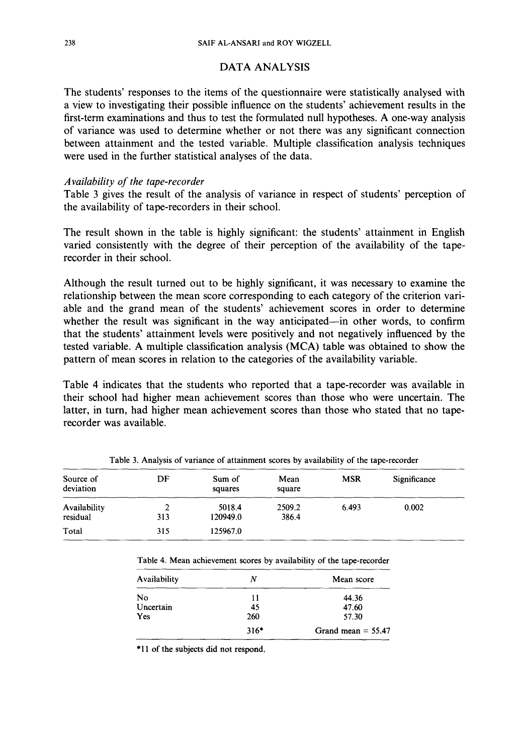## DATA ANALYSIS

The students' responses to the items of the questionnaire were statistically analysed with a view to investigating their possible influence on the students' achievement results in the first-term examinations and thus to test the formulated null hypotheses. A one-way analysis of variance was used to determine whether or not there was any significant connection between attainment and the tested variable. Multiple classification analysis techniques were used in the further statistical analyses of the data.

### *Availability of the tape-recorder*

Table 3 gives the result of the analysis of variance in respect of students' perception of the availability of tape-recorders in their school.

The result shown in the table is highly significant: the students' attainment in English varied consistently with the degree of their perception of the availability of the tape-recorder in their school.

Although the result turned out to be highly significant, it was necessary to examine the relationship between the mean score corresponding to each category of the criterion variable and the grand mean of the students' achievement scores in order to determine whether the result was significant in the way anticipated—in other words, to confirm that the students' attainment levels were positively and not negatively influenced by the tested variable. A multiple classification analysis (MCA) table was obtained to show the pattern of mean scores in relation to the categories of the availability variable.

Table 4 indicates that the students who reported that a tape-recorder was available in their school had higher mean achievement scores than those who were uncertain. The latter, in turn, had higher mean achievement scores than those who stated that no tape-recorder was available.

Table 3. Analysis of variance of attainment scores by availability of the tape-recorder

| Source of deviation | DF | Sum of squares | Mean square | MSR | Significance |
|---|---|---|---|---|---|
| Availability | 2 | 5018.4 | 2509.2 | 6.493 | 0.002 |
| residual | 313 | 120949.0 | 386.4 | | |
| Total | 315 | 125967.0 | | | |

Table 4. Mean achievement scores by availability of the tape-recorder

| Availability | N | Mean score |
|---|---|---|
| No | 11 | 44.36 |
| Uncertain | 45 | 47.60 |
| Yes | 260 | 57.30 |
| | 316* | Grand mean = 55.47 |

*11 of the subjects did not respond.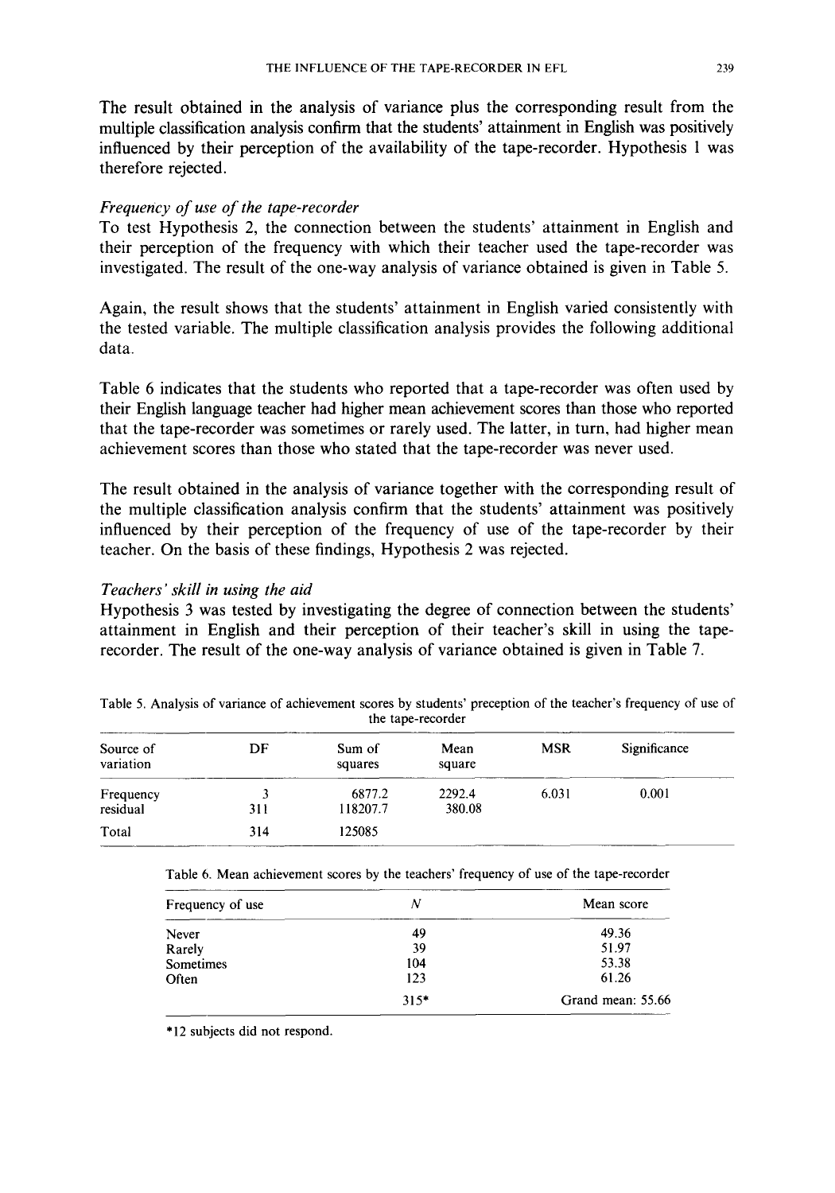The result obtained in the analysis of variance plus the corresponding result from the multiple classification analysis confirm that the students' attainment in English was positively influenced by their perception of the availability of the tape-recorder. Hypothesis 1 was therefore rejected.

*Frequency of use of the tape-recorder*

To test Hypothesis 2, the connection between the students' attainment in English and their perception of the frequency with which their teacher used the tape-recorder was investigated. The result of the one-way analysis of variance obtained is given in Table 5.

Again, the result shows that the students' attainment in English varied consistently with the tested variable. The multiple classification analysis provides the following additional data.

Table 6 indicates that the students who reported that a tape-recorder was often used by their English language teacher had higher mean achievement scores than those who reported that the tape-recorder was sometimes or rarely used. The latter, in turn, had higher mean achievement scores than those who stated that the tape-recorder was never used.

The result obtained in the analysis of variance together with the corresponding result of the multiple classification analysis confirm that the students' attainment was positively influenced by their perception of the frequency of use of the tape-recorder by their teacher. On the basis of these findings, Hypothesis 2 was rejected.

*Teachers' skill in using the aid*

Hypothesis 3 was tested by investigating the degree of connection between the students' attainment in English and their perception of their teacher's skill in using the tape-recorder. The result of the one-way analysis of variance obtained is given in Table 7.

Table 5. Analysis of variance of achievement scores by students' preception of the teacher's frequency of use of the tape-recorder

| Source of variation | DF | Sum of squares | Mean square | MSR | Significance |
|---|---|---|---|---|---|
| Frequency | 3 | 6877.2 | 2292.4 | 6.031 | 0.001 |
| residual | 311 | 118207.7 | 380.08 | | |
| Total | 314 | 125085 | | | |

Table 6. Mean achievement scores by the teachers' frequency of use of the tape-recorder

| Frequency of use | $N$ | Mean score |
|---|---|---|
| Never | 49 | 49.36 |
| Rarely | 39 | 51.97 |
| Sometimes | 104 | 53.38 |
| Often | 123 | 61.26 |
| | 315* | Grand mean: 55.66 |

*12 subjects did not respond.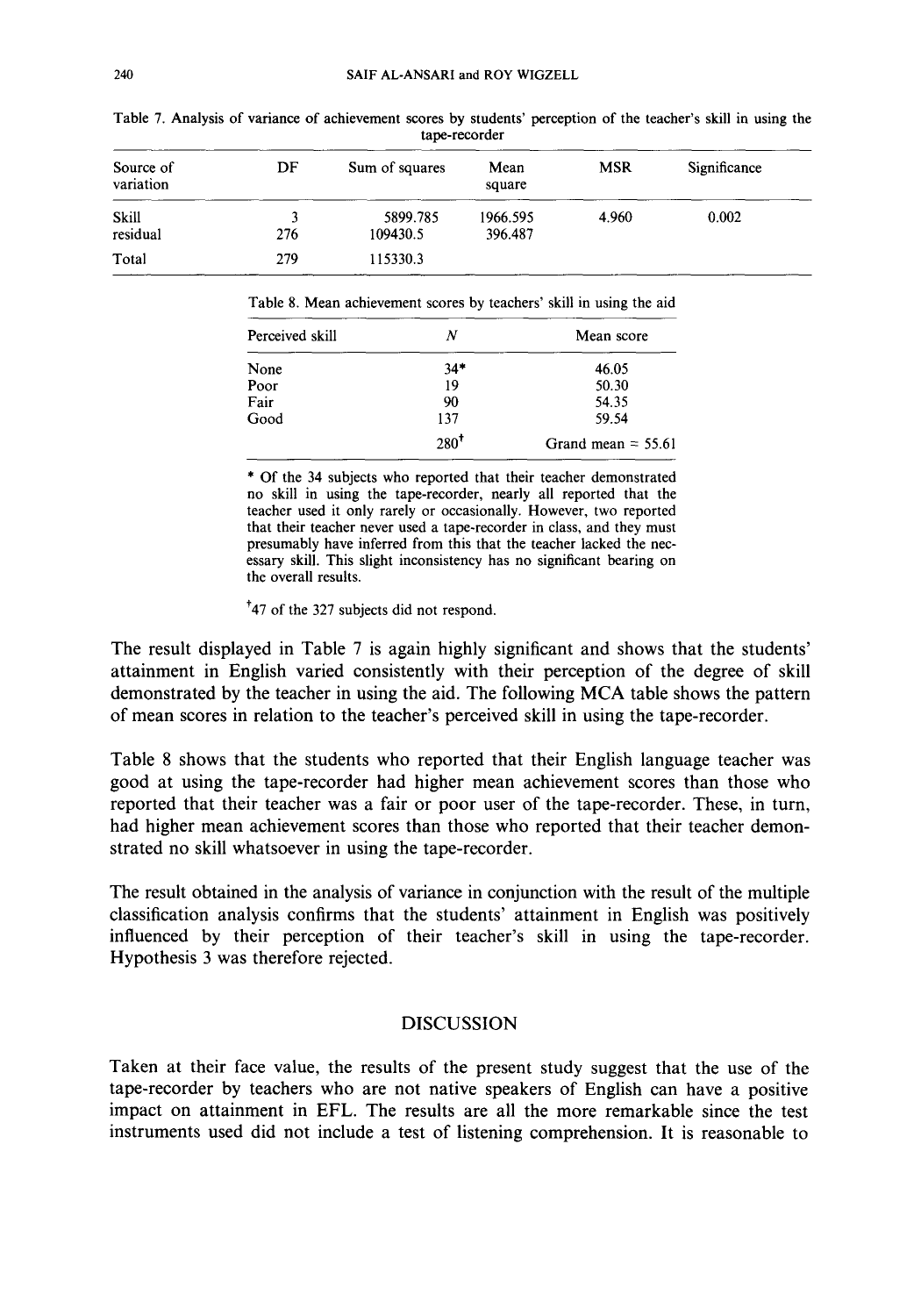Table 7. Analysis of variance of achievement scores by students' perception of the teacher's skill in using the tape-recorder

| Source of variation | DF | Sum of squares | Mean square | MSR | Significance |
|---|---|---|---|---|---|
| Skill | 3 | 5899.785 | 1966.595 | 4.960 | 0.002 |
| residual | 276 | 109430.5 | 396.487 | | |
| Total | 279 | 115330.3 | | | |

Table 8. Mean achievement scores by teachers' skill in using the aid

| Perceived skill | *N* | Mean score |
|---|---|---|
| None | 34* | 46.05 |
| Poor | 19 | 50.30 |
| Fair | 90 | 54.35 |
| Good | 137 | 59.54 |
| | 280† | Grand mean = 55.61 |

\* Of the 34 subjects who reported that their teacher demonstrated no skill in using the tape-recorder, nearly all reported that the teacher used it only rarely or occasionally. However, two reported that their teacher never used a tape-recorder in class, and they must presumably have inferred from this that the teacher lacked the necessary skill. This slight inconsistency has no significant bearing on the overall results.

† 47 of the 327 subjects did not respond.

The result displayed in Table 7 is again highly significant and shows that the students' attainment in English varied consistently with their perception of the degree of skill demonstrated by the teacher in using the aid. The following MCA table shows the pattern of mean scores in relation to the teacher's perceived skill in using the tape-recorder.

Table 8 shows that the students who reported that their English language teacher was good at using the tape-recorder had higher mean achievement scores than those who reported that their teacher was a fair or poor user of the tape-recorder. These, in turn, had higher mean achievement scores than those who reported that their teacher demonstrated no skill whatsoever in using the tape-recorder.

The result obtained in the analysis of variance in conjunction with the result of the multiple classification analysis confirms that the students' attainment in English was positively influenced by their perception of their teacher's skill in using the tape-recorder. Hypothesis 3 was therefore rejected.

## DISCUSSION

Taken at their face value, the results of the present study suggest that the use of the tape-recorder by teachers who are not native speakers of English can have a positive impact on attainment in EFL. The results are all the more remarkable since the test instruments used did not include a test of listening comprehension. It is reasonable to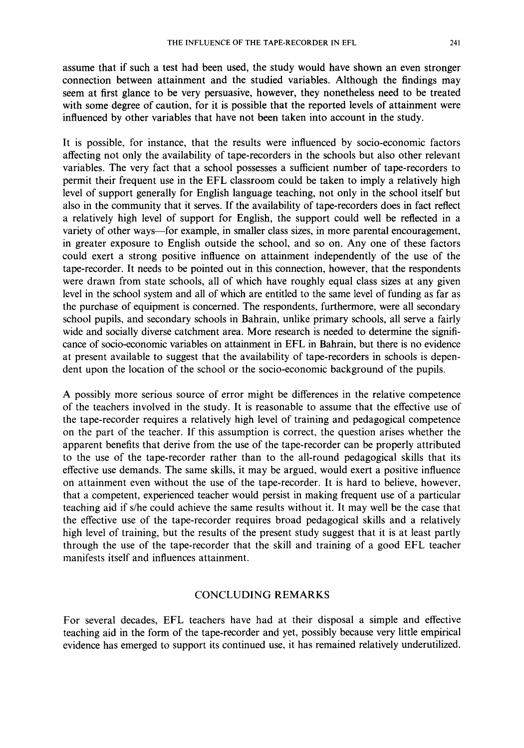assume that if such a test had been used, the study would have shown an even stronger connection between attainment and the studied variables. Although the findings may seem at first glance to be very persuasive, however, they nonetheless need to be treated with some degree of caution, for it is possible that the reported levels of attainment were influenced by other variables that have not been taken into account in the study.

It is possible, for instance, that the results were influenced by socio-economic factors affecting not only the availability of tape-recorders in the schools but also other relevant variables. The very fact that a school possesses a sufficient number of tape-recorders to permit their frequent use in the EFL classroom could be taken to imply a relatively high level of support generally for English language teaching, not only in the school itself but also in the community that it serves. If the availability of tape-recorders does in fact reflect a relatively high level of support for English, the support could well be reflected in a variety of other ways—for example, in smaller class sizes, in more parental encouragement, in greater exposure to English outside the school, and so on. Any one of these factors could exert a strong positive influence on attainment independently of the use of the tape-recorder. It needs to be pointed out in this connection, however, that the respondents were drawn from state schools, all of which have roughly equal class sizes at any given level in the school system and all of which are entitled to the same level of funding as far as the purchase of equipment is concerned. The respondents, furthermore, were all secondary school pupils, and secondary schools in Bahrain, unlike primary schools, all serve a fairly wide and socially diverse catchment area. More research is needed to determine the significance of socio-economic variables on attainment in EFL in Bahrain, but there is no evidence at present available to suggest that the availability of tape-recorders in schools is dependent upon the location of the school or the socio-economic background of the pupils.

A possibly more serious source of error might be differences in the relative competence of the teachers involved in the study. It is reasonable to assume that the effective use of the tape-recorder requires a relatively high level of training and pedagogical competence on the part of the teacher. If this assumption is correct, the question arises whether the apparent benefits that derive from the use of the tape-recorder can be properly attributed to the use of the tape-recorder rather than to the all-round pedagogical skills that its effective use demands. The same skills, it may be argued, would exert a positive influence on attainment even without the use of the tape-recorder. It is hard to believe, however, that a competent, experienced teacher would persist in making frequent use of a particular teaching aid if s/he could achieve the same results without it. It may well be the case that the effective use of the tape-recorder requires broad pedagogical skills and a relatively high level of training, but the results of the present study suggest that it is at least partly through the use of the tape-recorder that the skill and training of a good EFL teacher manifests itself and influences attainment.

## CONCLUDING REMARKS

For several decades, EFL teachers have had at their disposal a simple and effective teaching aid in the form of the tape-recorder and yet, possibly because very little empirical evidence has emerged to support its continued use, it has remained relatively underutilized.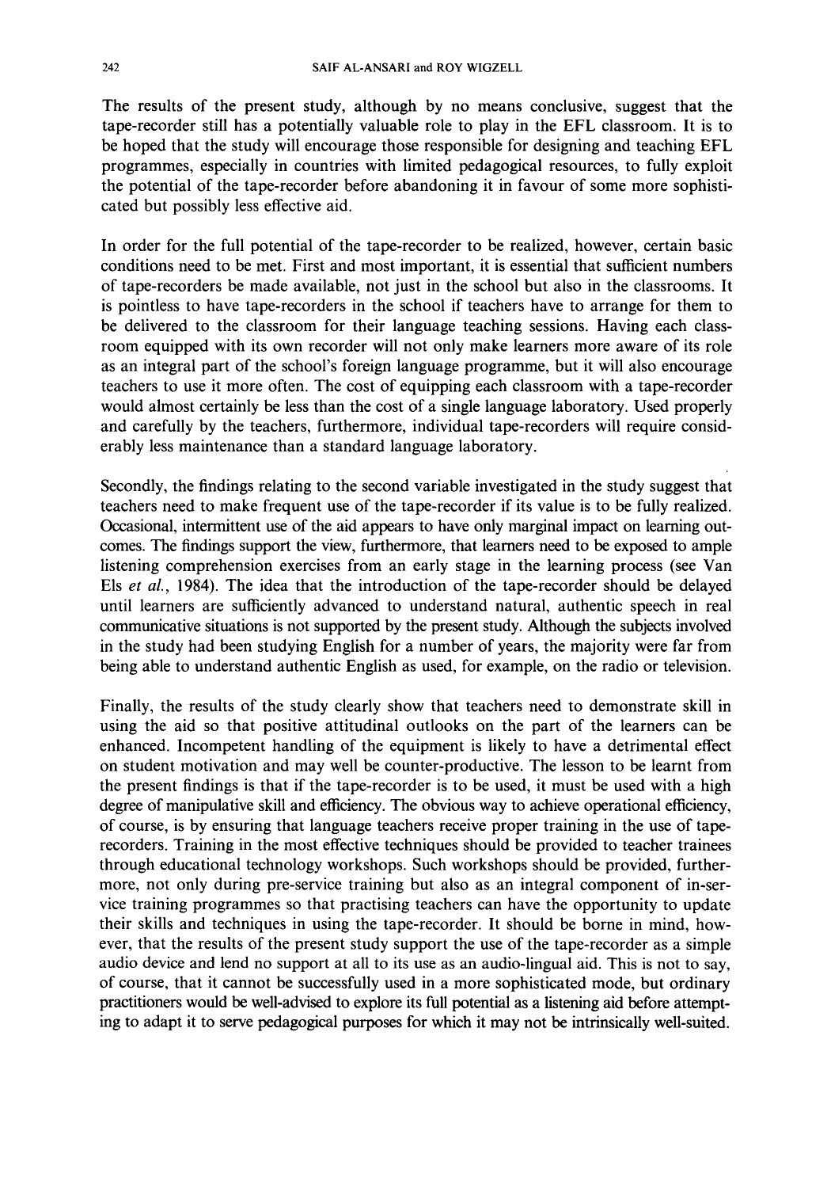The results of the present study, although by no means conclusive, suggest that the tape-recorder still has a potentially valuable role to play in the EFL classroom. It is to be hoped that the study will encourage those responsible for designing and teaching EFL programmes, especially in countries with limited pedagogical resources, to fully exploit the potential of the tape-recorder before abandoning it in favour of some more sophisticated but possibly less effective aid.

In order for the full potential of the tape-recorder to be realized, however, certain basic conditions need to be met. First and most important, it is essential that sufficient numbers of tape-recorders be made available, not just in the school but also in the classrooms. It is pointless to have tape-recorders in the school if teachers have to arrange for them to be delivered to the classroom for their language teaching sessions. Having each classroom equipped with its own recorder will not only make learners more aware of its role as an integral part of the school's foreign language programme, but it will also encourage teachers to use it more often. The cost of equipping each classroom with a tape-recorder would almost certainly be less than the cost of a single language laboratory. Used properly and carefully by the teachers, furthermore, individual tape-recorders will require considerably less maintenance than a standard language laboratory.

Secondly, the findings relating to the second variable investigated in the study suggest that teachers need to make frequent use of the tape-recorder if its value is to be fully realized. Occasional, intermittent use of the aid appears to have only marginal impact on learning outcomes. The findings support the view, furthermore, that learners need to be exposed to ample listening comprehension exercises from an early stage in the learning process (see Van Els *et al.*, 1984). The idea that the introduction of the tape-recorder should be delayed until learners are sufficiently advanced to understand natural, authentic speech in real communicative situations is not supported by the present study. Although the subjects involved in the study had been studying English for a number of years, the majority were far from being able to understand authentic English as used, for example, on the radio or television.

Finally, the results of the study clearly show that teachers need to demonstrate skill in using the aid so that positive attitudinal outlooks on the part of the learners can be enhanced. Incompetent handling of the equipment is likely to have a detrimental effect on student motivation and may well be counter-productive. The lesson to be learnt from the present findings is that if the tape-recorder is to be used, it must be used with a high degree of manipulative skill and efficiency. The obvious way to achieve operational efficiency, of course, is by ensuring that language teachers receive proper training in the use of tape-recorders. Training in the most effective techniques should be provided to teacher trainees through educational technology workshops. Such workshops should be provided, furthermore, not only during pre-service training but also as an integral component of in-service training programmes so that practising teachers can have the opportunity to update their skills and techniques in using the tape-recorder. It should be borne in mind, however, that the results of the present study support the use of the tape-recorder as a simple audio device and lend no support at all to its use as an audio-lingual aid. This is not to say, of course, that it cannot be successfully used in a more sophisticated mode, but ordinary practitioners would be well-advised to explore its full potential as a listening aid before attempting to adapt it to serve pedagogical purposes for which it may not be intrinsically well-suited.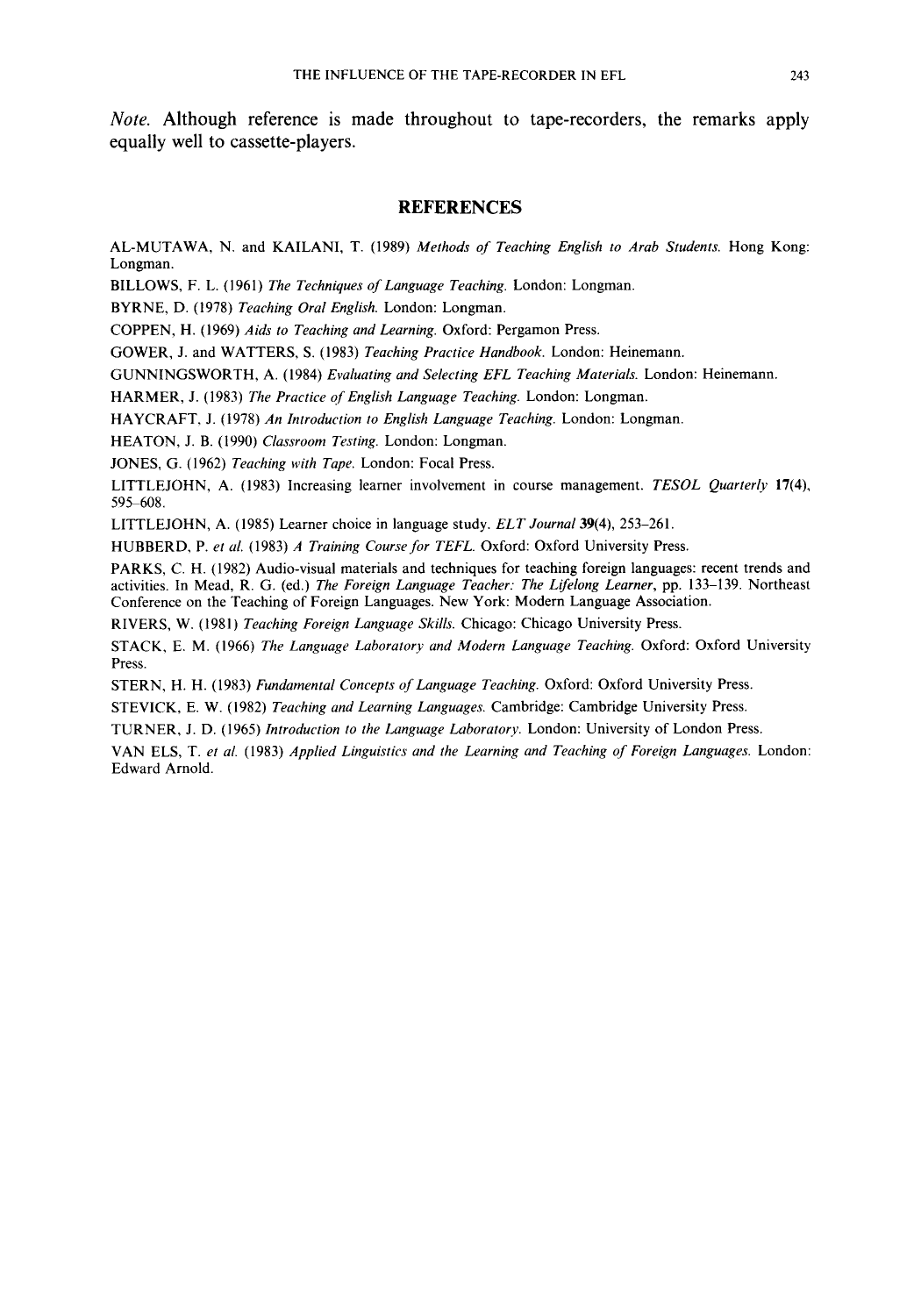*Note.* Although reference is made throughout to tape-recorders, the remarks apply equally well to cassette-players.

## REFERENCES

AL-MUTAWA, N. and KAILANI, T. (1989) *Methods of Teaching English to Arab Students.* Hong Kong: Longman.

BILLOWS, F. L. (1961) *The Techniques of Language Teaching.* London: Longman.

BYRNE, D. (1978) *Teaching Oral English.* London: Longman.

COPPEN, H. (1969) *Aids to Teaching and Learning.* Oxford: Pergamon Press.

GOWER, J. and WATTERS, S. (1983) *Teaching Practice Handbook.* London: Heinemann.

GUNNINGSWORTH, A. (1984) *Evaluating and Selecting EFL Teaching Materials.* London: Heinemann.

HARMER, J. (1983) *The Practice of English Language Teaching.* London: Longman.

HAYCRAFT, J. (1978) *An Introduction to English Language Teaching.* London: Longman.

HEATON, J. B. (1990) *Classroom Testing.* London: Longman.

JONES, G. (1962) *Teaching with Tape.* London: Focal Press.

LITTLEJOHN, A. (1983) Increasing learner involvement in course management. *TESOL Quarterly* **17**(4), 595–608.

LITTLEJOHN, A. (1985) Learner choice in language study. *ELT Journal* **39**(4), 253–261.

HUBBERD, P. *et al.* (1983) *A Training Course for TEFL.* Oxford: Oxford University Press.

PARKS, C. H. (1982) Audio-visual materials and techniques for teaching foreign languages: recent trends and activities. In Mead, R. G. (ed.) *The Foreign Language Teacher: The Lifelong Learner*, pp. 133–139. Northeast Conference on the Teaching of Foreign Languages. New York: Modern Language Association.

RIVERS, W. (1981) *Teaching Foreign Language Skills.* Chicago: Chicago University Press.

STACK, E. M. (1966) *The Language Laboratory and Modern Language Teaching.* Oxford: Oxford University Press.

STERN, H. H. (1983) *Fundamental Concepts of Language Teaching.* Oxford: Oxford University Press.

STEVICK, E. W. (1982) *Teaching and Learning Languages.* Cambridge: Cambridge University Press.

TURNER, J. D. (1965) *Introduction to the Language Laboratory.* London: University of London Press.

VAN ELS, T. *et al.* (1983) *Applied Linguistics and the Learning and Teaching of Foreign Languages.* London: Edward Arnold.